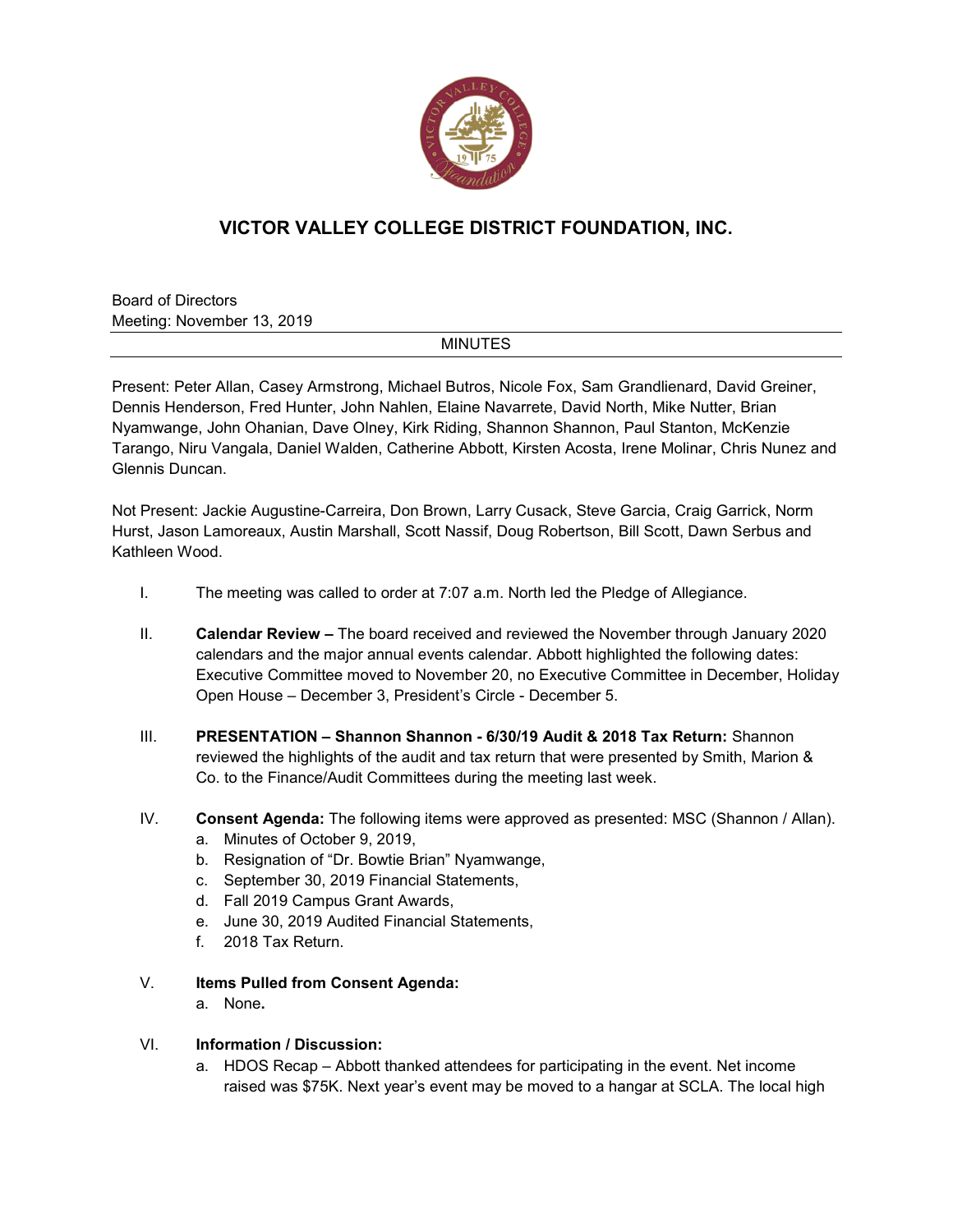# VICTOR VALLEY COLLEGE DISTRICT FOUNDATION, INC.

Board of Directors
Meeting: November 13, 2019

MINUTES

Present: Peter Allan, Casey Armstrong, Michael Butros, Nicole Fox, Sam Grandlienard, David Greiner, Dennis Henderson, Fred Hunter, John Nahlen, Elaine Navarrete, David North, Mike Nutter, Brian Nyamwange, John Ohanian, Dave Olney, Kirk Riding, Shannon Shannon, Paul Stanton, McKenzie Tarango, Niru Vangala, Daniel Walden, Catherine Abbott, Kirsten Acosta, Irene Molinar, Chris Nunez and Glennis Duncan.

Not Present: Jackie Augustine-Carreira, Don Brown, Larry Cusack, Steve Garcia, Craig Garrick, Norm Hurst, Jason Lamoreaux, Austin Marshall, Scott Nassif, Doug Robertson, Bill Scott, Dawn Serbus and Kathleen Wood.

I. The meeting was called to order at 7:07 a.m. North led the Pledge of Allegiance.

II. **Calendar Review –** The board received and reviewed the November through January 2020 calendars and the major annual events calendar. Abbott highlighted the following dates: Executive Committee moved to November 20, no Executive Committee in December, Holiday Open House – December 3, President's Circle - December 5.

III. **PRESENTATION – Shannon Shannon - 6/30/19 Audit & 2018 Tax Return:** Shannon reviewed the highlights of the audit and tax return that were presented by Smith, Marion & Co. to the Finance/Audit Committees during the meeting last week.

IV. **Consent Agenda:** The following items were approved as presented: MSC (Shannon / Allan).
   a. Minutes of October 9, 2019,
   b. Resignation of "Dr. Bowtie Brian" Nyamwange,
   c. September 30, 2019 Financial Statements,
   d. Fall 2019 Campus Grant Awards,
   e. June 30, 2019 Audited Financial Statements,
   f. 2018 Tax Return.

V. **Items Pulled from Consent Agenda:**
   a. None**.**

VI. **Information / Discussion:**
   a. HDOS Recap – Abbott thanked attendees for participating in the event. Net income raised was $75K. Next year's event may be moved to a hangar at SCLA. The local high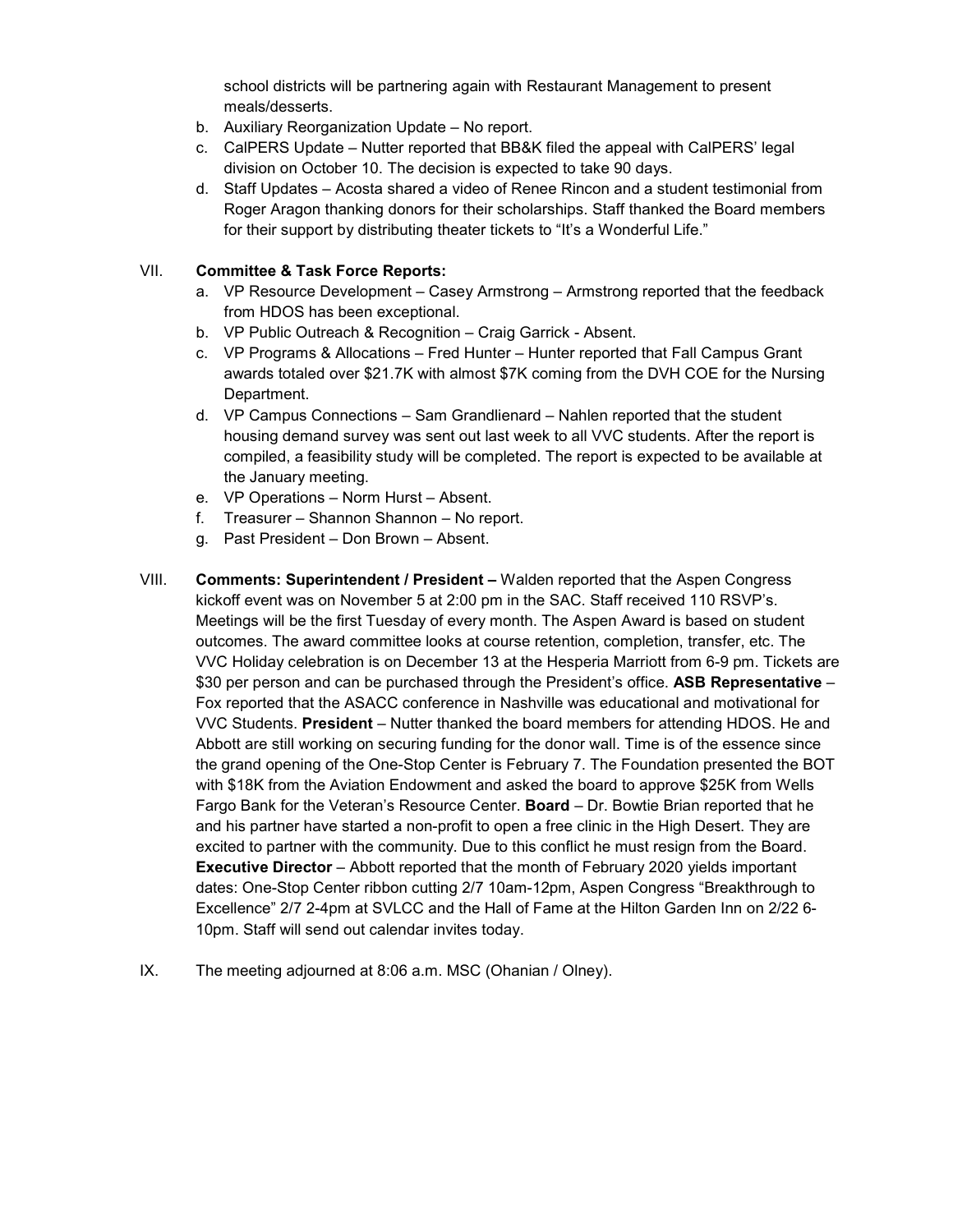school districts will be partnering again with Restaurant Management to present meals/desserts.

b. Auxiliary Reorganization Update – No report.
c. CalPERS Update – Nutter reported that BB&K filed the appeal with CalPERS' legal division on October 10. The decision is expected to take 90 days.
d. Staff Updates – Acosta shared a video of Renee Rincon and a student testimonial from Roger Aragon thanking donors for their scholarships. Staff thanked the Board members for their support by distributing theater tickets to "It's a Wonderful Life."

VII. **Committee & Task Force Reports:**

a. VP Resource Development – Casey Armstrong – Armstrong reported that the feedback from HDOS has been exceptional.
b. VP Public Outreach & Recognition – Craig Garrick - Absent.
c. VP Programs & Allocations – Fred Hunter – Hunter reported that Fall Campus Grant awards totaled over $21.7K with almost $7K coming from the DVH COE for the Nursing Department.
d. VP Campus Connections – Sam Grandlienard – Nahlen reported that the student housing demand survey was sent out last week to all VVC students. After the report is compiled, a feasibility study will be completed. The report is expected to be available at the January meeting.
e. VP Operations – Norm Hurst – Absent.
f. Treasurer – Shannon Shannon – No report.
g. Past President – Don Brown – Absent.

VIII. **Comments: Superintendent / President –** Walden reported that the Aspen Congress kickoff event was on November 5 at 2:00 pm in the SAC. Staff received 110 RSVP's. Meetings will be the first Tuesday of every month. The Aspen Award is based on student outcomes. The award committee looks at course retention, completion, transfer, etc. The VVC Holiday celebration is on December 13 at the Hesperia Marriott from 6-9 pm. Tickets are $30 per person and can be purchased through the President's office. **ASB Representative** – Fox reported that the ASACC conference in Nashville was educational and motivational for VVC Students. **President** – Nutter thanked the board members for attending HDOS. He and Abbott are still working on securing funding for the donor wall. Time is of the essence since the grand opening of the One-Stop Center is February 7. The Foundation presented the BOT with $18K from the Aviation Endowment and asked the board to approve $25K from Wells Fargo Bank for the Veteran's Resource Center. **Board** – Dr. Bowtie Brian reported that he and his partner have started a non-profit to open a free clinic in the High Desert. They are excited to partner with the community. Due to this conflict he must resign from the Board. **Executive Director** – Abbott reported that the month of February 2020 yields important dates: One-Stop Center ribbon cutting 2/7 10am-12pm, Aspen Congress "Breakthrough to Excellence" 2/7 2-4pm at SVLCC and the Hall of Fame at the Hilton Garden Inn on 2/22 6-10pm. Staff will send out calendar invites today.

IX. The meeting adjourned at 8:06 a.m. MSC (Ohanian / Olney).